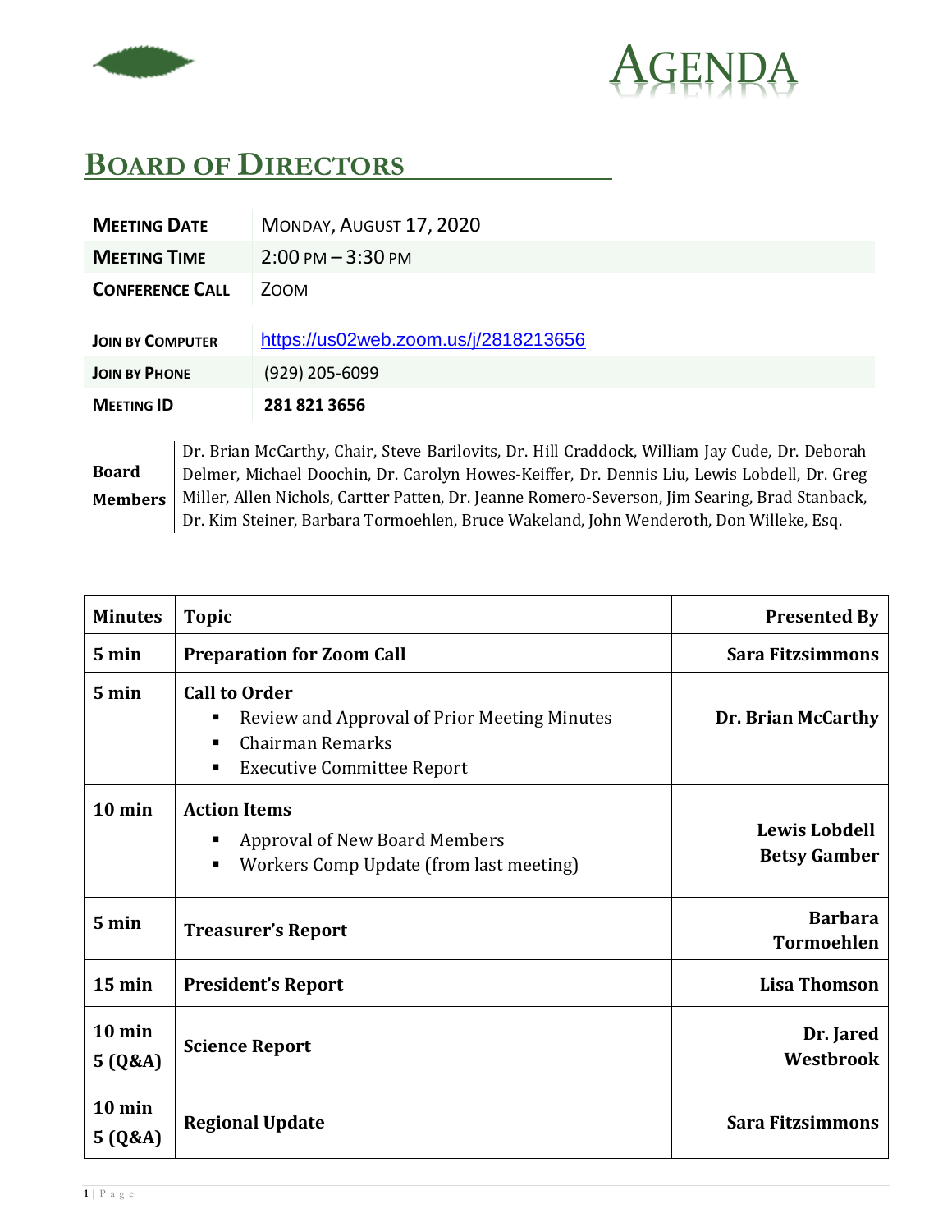# AGENDA

## BOARD OF DIRECTORS

| | |
|---|---|
| **MEETING DATE** | MONDAY, AUGUST 17, 2020 |
| **MEETING TIME** | 2:00 PM – 3:30 PM |
| **CONFERENCE CALL** | ZOOM |
| **JOIN BY COMPUTER** | https://us02web.zoom.us/j/2818213656 |
| **JOIN BY PHONE** | (929) 205-6099 |
| **MEETING ID** | **281 821 3656** |

**Board Members**: Dr. Brian McCarthy**,** Chair, Steve Barilovits, Dr. Hill Craddock, William Jay Cude, Dr. Deborah Delmer, Michael Doochin, Dr. Carolyn Howes-Keiffer, Dr. Dennis Liu, Lewis Lobdell, Dr. Greg Miller, Allen Nichols, Cartter Patten, Dr. Jeanne Romero-Severson, Jim Searing, Brad Stanback, Dr. Kim Steiner, Barbara Tormoehlen, Bruce Wakeland, John Wenderoth, Don Willeke, Esq.

| Minutes | Topic | Presented By |
|---|---|---|
| **5 min** | **Preparation for Zoom Call** | **Sara Fitzsimmons** |
| **5 min** | **Call to Order**<br>▪ Review and Approval of Prior Meeting Minutes<br>▪ Chairman Remarks<br>▪ Executive Committee Report | **Dr. Brian McCarthy** |
| **10 min** | **Action Items**<br>▪ Approval of New Board Members<br>▪ Workers Comp Update (from last meeting) | **Lewis Lobdell**<br>**Betsy Gamber** |
| **5 min** | **Treasurer's Report** | **Barbara Tormoehlen** |
| **15 min** | **President's Report** | **Lisa Thomson** |
| **10 min**<br>**5 (Q&A)** | **Science Report** | **Dr. Jared Westbrook** |
| **10 min**<br>**5 (Q&A)** | **Regional Update** | **Sara Fitzsimmons** |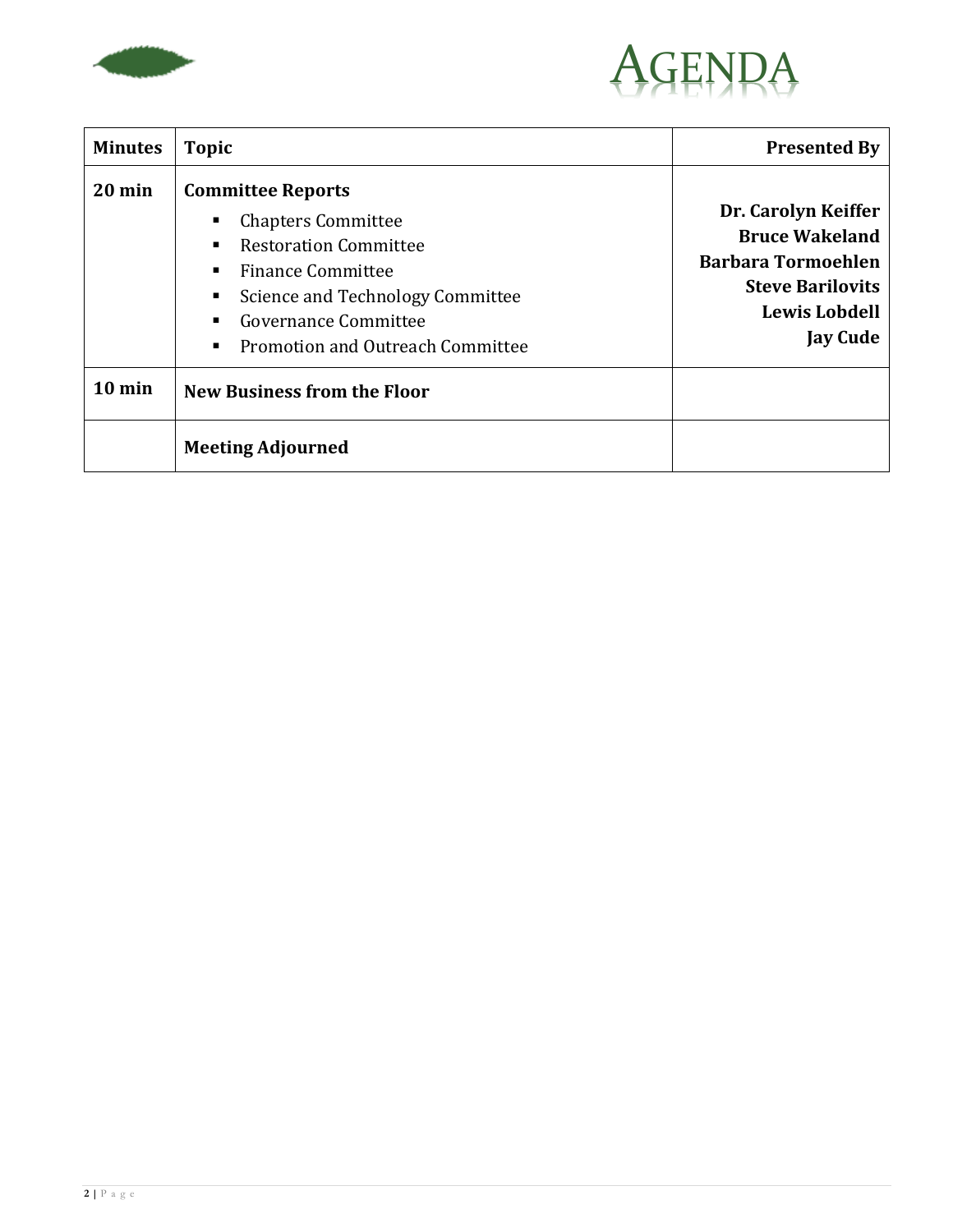# AGENDA

| Minutes | Topic | Presented By |
|---|---|---|
| **20 min** | **Committee Reports**<br>▪ Chapters Committee<br>▪ Restoration Committee<br>▪ Finance Committee<br>▪ Science and Technology Committee<br>▪ Governance Committee<br>▪ Promotion and Outreach Committee | **Dr. Carolyn Keiffer**<br>**Bruce Wakeland**<br>**Barbara Tormoehlen**<br>**Steve Barilovits**<br>**Lewis Lobdell**<br>**Jay Cude** |
| **10 min** | **New Business from the Floor** | |
| | **Meeting Adjourned** | |